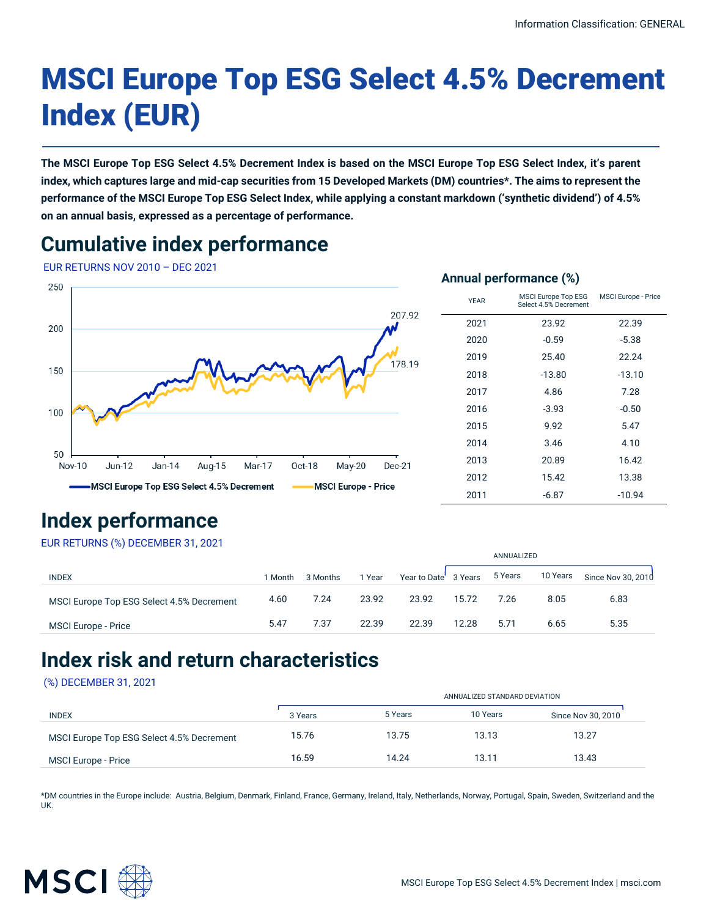Information Classification: GENERAL

# MSCI Europe Top ESG Select 4.5% Decrement Index (EUR)

**The MSCI Europe Top ESG Select 4.5% Decrement Index is based on the MSCI Europe Top ESG Select Index, it's parent index, which captures large and mid-cap securities from 15 Developed Markets (DM) countries*. The aims to represent the performance of the MSCI Europe Top ESG Select Index, while applying a constant markdown ('synthetic dividend') of 4.5% on an annual basis, expressed as a percentage of performance.**

## Cumulative index performance

EUR RETURNS NOV 2010 – DEC 2021

### Annual performance (%)

| YEAR | MSCI Europe Top ESG Select 4.5% Decrement | MSCI Europe - Price |
|---|---|---|
| 2021 | 23.92 | 22.39 |
| 2020 | -0.59 | -5.38 |
| 2019 | 25.40 | 22.24 |
| 2018 | -13.80 | -13.10 |
| 2017 | 4.86 | 7.28 |
| 2016 | -3.93 | -0.50 |
| 2015 | 9.92 | 5.47 |
| 2014 | 3.46 | 4.10 |
| 2013 | 20.89 | 16.42 |
| 2012 | 15.42 | 13.38 |
| 2011 | -6.87 | -10.94 |

## Index performance

EUR RETURNS (%) DECEMBER 31, 2021

| | | | | | ANNUALIZED | | | |
|---|---|---|---|---|---|---|---|---|
| INDEX | 1 Month | 3 Months | 1 Year | Year to Date | 3 Years | 5 Years | 10 Years | Since Nov 30, 2010 |
| MSCI Europe Top ESG Select 4.5% Decrement | 4.60 | 7.24 | 23.92 | 23.92 | 15.72 | 7.26 | 8.05 | 6.83 |
| MSCI Europe - Price | 5.47 | 7.37 | 22.39 | 22.39 | 12.28 | 5.71 | 6.65 | 5.35 |

## Index risk and return characteristics

(%) DECEMBER 31, 2021

| | ANNUALIZED STANDARD DEVIATION | | | |
|---|---|---|---|---|
| INDEX | 3 Years | 5 Years | 10 Years | Since Nov 30, 2010 |
| MSCI Europe Top ESG Select 4.5% Decrement | 15.76 | 13.75 | 13.13 | 13.27 |
| MSCI Europe - Price | 16.59 | 14.24 | 13.11 | 13.43 |

*DM countries in the Europe include: Austria, Belgium, Denmark, Finland, France, Germany, Ireland, Italy, Netherlands, Norway, Portugal, Spain, Sweden, Switzerland and the UK.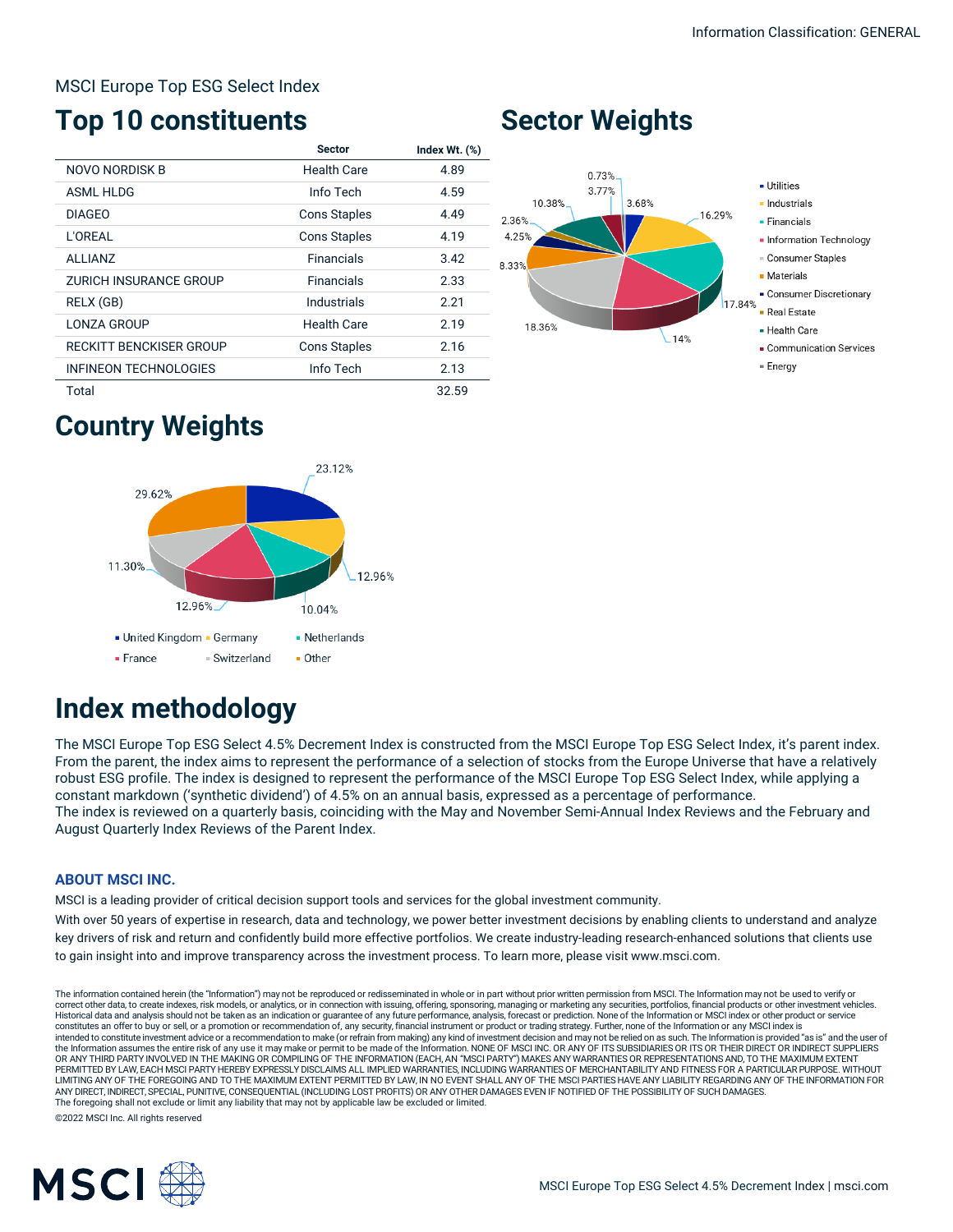MSCI Europe Top ESG Select Index

## Top 10 constituents

| | Sector | Index Wt. (%) |
|---|---|---|
| NOVO NORDISK B | Health Care | 4.89 |
| ASML HLDG | Info Tech | 4.59 |
| DIAGEO | Cons Staples | 4.49 |
| L'OREAL | Cons Staples | 4.19 |
| ALLIANZ | Financials | 3.42 |
| ZURICH INSURANCE GROUP | Financials | 2.33 |
| RELX (GB) | Industrials | 2.21 |
| LONZA GROUP | Health Care | 2.19 |
| RECKITT BENCKISER GROUP | Cons Staples | 2.16 |
| INFINEON TECHNOLOGIES | Info Tech | 2.13 |
| Total | | 32.59 |

## Sector Weights

0.73%
3.77%
10.38%
3.68%
16.29%
2.36%
4.25%
8.33%
17.84%
18.36%
14%

Utilities
Industrials
Financials
Information Technology
Consumer Staples
Materials
Consumer Discretionary
Real Estate
Health Care
Communication Services
Energy

## Country Weights

23.12%
29.62%
11.30%
12.96%
12.96%
10.04%

United Kingdom
Germany
Netherlands
France
Switzerland
Other

# Index methodology

The MSCI Europe Top ESG Select 4.5% Decrement Index is constructed from the MSCI Europe Top ESG Select Index, it's parent index. From the parent, the index aims to represent the performance of a selection of stocks from the Europe Universe that have a relatively robust ESG profile. The index is designed to represent the performance of the MSCI Europe Top ESG Select Index, while applying a constant markdown ('synthetic dividend') of 4.5% on an annual basis, expressed as a percentage of performance.
The index is reviewed on a quarterly basis, coinciding with the May and November Semi-Annual Index Reviews and the February and August Quarterly Index Reviews of the Parent Index.

### ABOUT MSCI INC.

MSCI is a leading provider of critical decision support tools and services for the global investment community.

With over 50 years of expertise in research, data and technology, we power better investment decisions by enabling clients to understand and analyze key drivers of risk and return and confidently build more effective portfolios. We create industry-leading research-enhanced solutions that clients use to gain insight into and improve transparency across the investment process. To learn more, please visit www.msci.com.

The information contained herein (the "Information") may not be reproduced or redisseminated in whole or in part without prior written permission from MSCI. The Information may not be used to verify or correct other data, to create indexes, risk models, or analytics, or in connection with issuing, offering, sponsoring, managing or marketing any securities, portfolios, financial products or other investment vehicles. Historical data and analysis should not be taken as an indication or guarantee of any future performance, analysis, forecast or prediction. None of the Information or MSCI index or other product or service constitutes an offer to buy or sell, or a promotion or recommendation of, any security, financial instrument or product or trading strategy. Further, none of the Information or any MSCI index is intended to constitute investment advice or a recommendation to make (or refrain from making) any kind of investment decision and may not be relied on as such. The Information is provided "as is" and the user of the Information assumes the entire risk of any use it may make or permit to be made of the Information. NONE OF MSCI INC. OR ANY OF ITS SUBSIDIARIES OR ITS OR THEIR DIRECT OR INDIRECT SUPPLIERS OR ANY THIRD PARTY INVOLVED IN THE MAKING OR COMPILING OF THE INFORMATION (EACH, AN "MSCI PARTY") MAKES ANY WARRANTIES OR REPRESENTATIONS AND, TO THE MAXIMUM EXTENT PERMITTED BY LAW, EACH MSCI PARTY HEREBY EXPRESSLY DISCLAIMS ALL IMPLIED WARRANTIES, INCLUDING WARRANTIES OF MERCHANTABILITY AND FITNESS FOR A PARTICULAR PURPOSE. WITHOUT LIMITING ANY OF THE FOREGOING AND TO THE MAXIMUM EXTENT PERMITTED BY LAW, IN NO EVENT SHALL ANY OF THE MSCI PARTIES HAVE ANY LIABILITY REGARDING ANY OF THE INFORMATION FOR ANY DIRECT, INDIRECT, SPECIAL, PUNITIVE, CONSEQUENTIAL (INCLUDING LOST PROFITS) OR ANY OTHER DAMAGES EVEN IF NOTIFIED OF THE POSSIBILITY OF SUCH DAMAGES. The foregoing shall not exclude or limit any liability that may not by applicable law be excluded or limited.

©2022 MSCI Inc. All rights reserved